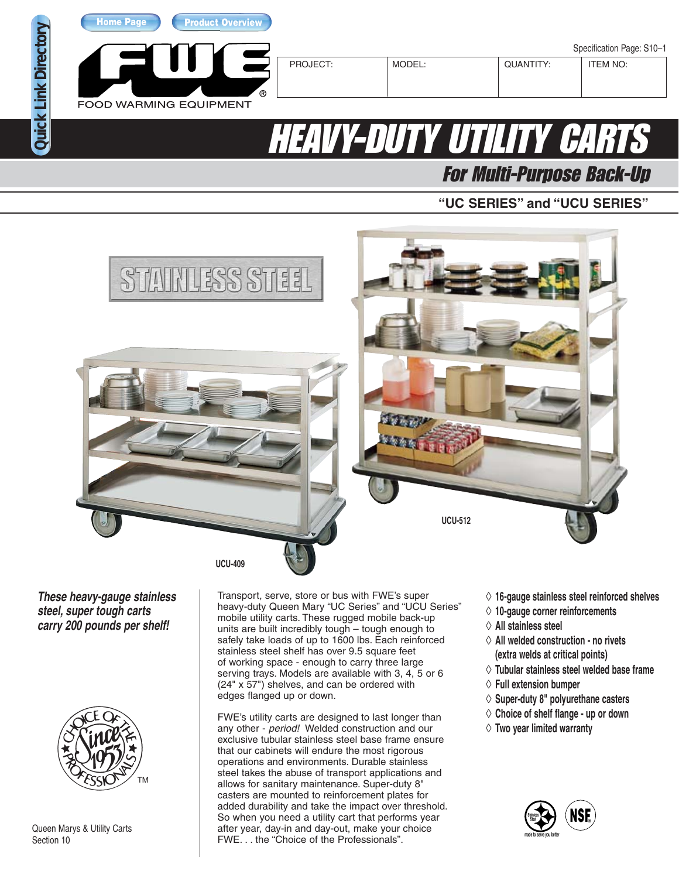Home Page | Product Overview

Quick Link Directory

FWE®
FOOD WARMING EQUIPMENT

Specification Page: S10–1

| PROJECT: | MODEL: | QUANTITY: | ITEM NO: |
|---|---|---|---|
| | | | |

# HEAVY-DUTY UTILITY CARTS

## For Multi-Purpose Back-Up

### "UC SERIES" and "UCU SERIES"

STAINLESS STEEL

UCU-512

UCU-409

***These heavy-gauge stainless steel, super tough carts carry 200 pounds per shelf!***

Transport, serve, store or bus with FWE's super heavy-duty Queen Mary "UC Series" and "UCU Series" mobile utility carts. These rugged mobile back-up units are built incredibly tough – tough enough to safely take loads of up to 1600 lbs. Each reinforced stainless steel shelf has over 9.5 square feet of working space - enough to carry three large serving trays. Models are available with 3, 4, 5 or 6 (24" x 57") shelves, and can be ordered with edges flanged up or down.

FWE's utility carts are designed to last longer than any other - *period!* Welded construction and our exclusive tubular stainless steel base frame ensure that our cabinets will endure the most rigorous operations and environments. Durable stainless steel takes the abuse of transport applications and allows for sanitary maintenance. Super-duty 8" casters are mounted to reinforcement plates for added durability and take the impact over threshold. So when you need a utility cart that performs year after year, day-in and day-out, make your choice FWE. . . the "Choice of the Professionals".

- ◊ 16-gauge stainless steel reinforced shelves
- ◊ 10-gauge corner reinforcements
- ◊ All stainless steel
- ◊ All welded construction - no rivets (extra welds at critical points)
- ◊ Tubular stainless steel welded base frame
- ◊ Full extension bumper
- ◊ Super-duty 8" polyurethane casters
- ◊ Choice of shelf flange - up or down
- ◊ Two year limited warranty

Choice of the Professionals Since 1953™

Stainless Steel made to serve you better

NSF®

Queen Marys & Utility Carts
Section 10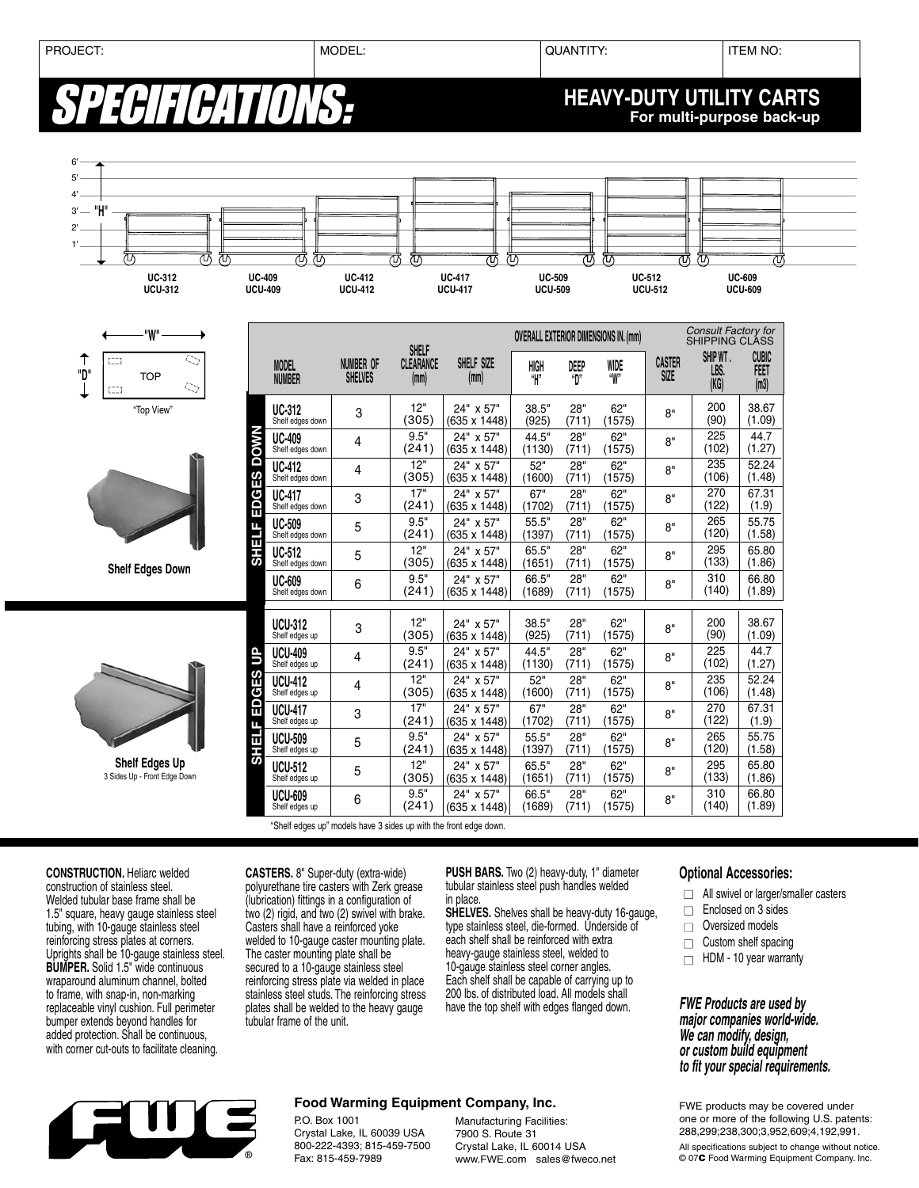| PROJECT: | MODEL: | QUANTITY: | ITEM NO: |
|---|---|---|---|

# SPECIFICATIONS:

## HEAVY-DUTY UTILITY CARTS
**For multi-purpose back-up**

6'
5'
4'
3' "H"
2'
1'

UC-312 / UCU-312
UC-409 / UCU-409
UC-412 / UCU-412
UC-417 / UCU-417
UC-509 / UCU-509
UC-512 / UCU-512
UC-609 / UCU-609

"W"
"D"
TOP
"Top View"

**Shelf Edges Down**

**Shelf Edges Up**
3 Sides Up - Front Edge Down

| | MODEL NUMBER | NUMBER OF SHELVES | SHELF CLEARANCE (mm) | SHELF SIZE (mm) | OVERALL EXTERIOR DIMENSIONS IN. (mm) HIGH "H" | DEEP "D" | WIDE "W" | CASTER SIZE | Consult Factory for SHIPPING CLASS SHIP WT. LBS. (KG) | CUBIC FEET (m3) |
|---|---|---|---|---|---|---|---|---|---|---|
| SHELF EDGES DOWN | **UC-312** Shelf edges down | 3 | 12" (305) | 24" x 57" (635 x 1448) | 38.5" (925) | 28" (711) | 62" (1575) | 8" | 200 (90) | 38.67 (1.09) |
| | **UC-409** Shelf edges down | 4 | 9.5" (241) | 24" x 57" (635 x 1448) | 44.5" (1130) | 28" (711) | 62" (1575) | 8" | 225 (102) | 44.7 (1.27) |
| | **UC-412** Shelf edges down | 4 | 12" (305) | 24" x 57" (635 x 1448) | 52" (1600) | 28" (711) | 62" (1575) | 8" | 235 (106) | 52.24 (1.48) |
| | **UC-417** Shelf edges down | 3 | 17" (241) | 24" x 57" (635 x 1448) | 67" (1702) | 28" (711) | 62" (1575) | 8" | 270 (122) | 67.31 (1.9) |
| | **UC-509** Shelf edges down | 5 | 9.5" (241) | 24" x 57" (635 x 1448) | 55.5" (1397) | 28" (711) | 62" (1575) | 8" | 265 (120) | 55.75 (1.58) |
| | **UC-512** Shelf edges down | 5 | 12" (305) | 24" x 57" (635 x 1448) | 65.5" (1651) | 28" (711) | 62" (1575) | 8" | 295 (133) | 65.80 (1.86) |
| | **UC-609** Shelf edges down | 6 | 9.5" (241) | 24" x 57" (635 x 1448) | 66.5" (1689) | 28" (711) | 62" (1575) | 8" | 310 (140) | 66.80 (1.89) |
| SHELF EDGES UP | **UCU-312** Shelf edges up | 3 | 12" (305) | 24" x 57" (635 x 1448) | 38.5" (925) | 28" (711) | 62" (1575) | 8" | 200 (90) | 38.67 (1.09) |
| | **UCU-409** Shelf edges up | 4 | 9.5" (241) | 24" x 57" (635 x 1448) | 44.5" (1130) | 28" (711) | 62" (1575) | 8" | 225 (102) | 44.7 (1.27) |
| | **UCU-412** Shelf edges up | 4 | 12" (305) | 24" x 57" (635 x 1448) | 52" (1600) | 28" (711) | 62" (1575) | 8" | 235 (106) | 52.24 (1.48) |
| | **UCU-417** Shelf edges up | 3 | 17" (241) | 24" x 57" (635 x 1448) | 67" (1702) | 28" (711) | 62" (1575) | 8" | 270 (122) | 67.31 (1.9) |
| | **UCU-509** Shelf edges up | 5 | 9.5" (241) | 24" x 57" (635 x 1448) | 55.5" (1397) | 28" (711) | 62" (1575) | 8" | 265 (120) | 55.75 (1.58) |
| | **UCU-512** Shelf edges up | 5 | 12" (305) | 24" x 57" (635 x 1448) | 65.5" (1651) | 28" (711) | 62" (1575) | 8" | 295 (133) | 65.80 (1.86) |
| | **UCU-609** Shelf edges up | 6 | 9.5" (241) | 24" x 57" (635 x 1448) | 66.5" (1689) | 28" (711) | 62" (1575) | 8" | 310 (140) | 66.80 (1.89) |

"Shelf edges up" models have 3 sides up with the front edge down.

**CONSTRUCTION.** Heliarc welded construction of stainless steel. Welded tubular base frame shall be 1.5" square, heavy gauge stainless steel tubing, with 10-gauge stainless steel reinforcing stress plates at corners. Uprights shall be 10-gauge stainless steel.

**BUMPER.** Solid 1.5" wide continuous wraparound aluminum channel, bolted to frame, with snap-in, non-marking replaceable vinyl cushion. Full perimeter bumper extends beyond handles for added protection. Shall be continuous, with corner cut-outs to facilitate cleaning.

**CASTERS.** 8" Super-duty (extra-wide) polyurethane tire casters with Zerk grease (lubrication) fittings in a configuration of two (2) rigid, and two (2) swivel with brake. Casters shall have a reinforced yoke welded to 10-gauge caster mounting plate. The caster mounting plate shall be secured to a 10-gauge stainless steel reinforcing stress plate via welded in place stainless steel studs. The reinforcing stress plates shall be welded to the heavy gauge tubular frame of the unit.

**PUSH BARS.** Two (2) heavy-duty, 1" diameter tubular stainless steel push handles welded in place.

**SHELVES.** Shelves shall be heavy-duty 16-gauge, type stainless steel, die-formed. Underside of each shelf shall be reinforced with extra heavy-gauge stainless steel, welded to 10-gauge stainless steel corner angles. Each shelf shall be capable of carrying up to 200 lbs. of distributed load. All models shall have the top shelf with edges flanged down.

### Optional Accessories:

- ☐ All swivel or larger/smaller casters
- ☐ Enclosed on 3 sides
- ☐ Oversized models
- ☐ Custom shelf spacing
- ☐ HDM - 10 year warranty

***FWE Products are used by major companies world-wide. We can modify, design, or custom build equipment to fit your special requirements.***

FWE®

**Food Warming Equipment Company, Inc.**

P.O. Box 1001
Crystal Lake, IL 60039 USA
800-222-4393; 815-459-7500
Fax: 815-459-7989

Manufacturing Facilities:
7900 S. Route 31
Crystal Lake, IL 60014 USA
www.FWE.com sales@fweco.net

FWE products may be covered under one or more of the following U.S. patents: 288,299;238,300;3,952,609;4,192,991.

All specifications subject to change without notice.
© 07C Food Warming Equipment Company. Inc.